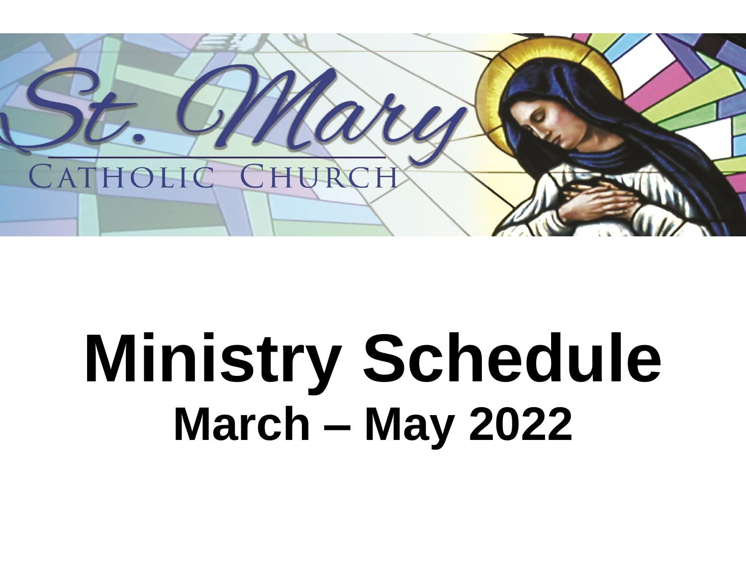St. Mary

CATHOLIC CHURCH

# Ministry Schedule

## March – May 2022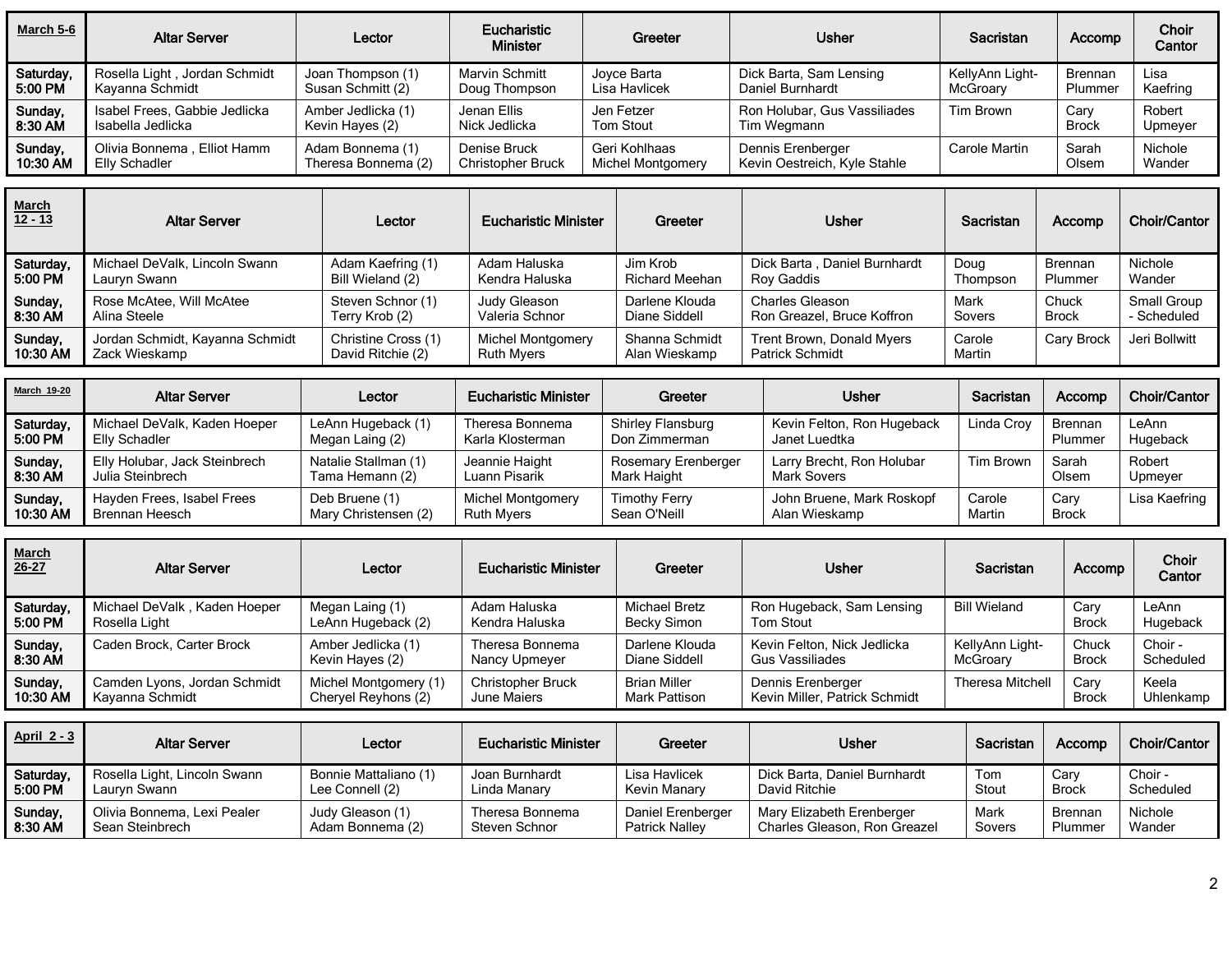| March 5-6 | Altar Server | Lector | Eucharistic Minister | Greeter | Usher | Sacristan | Accomp | Choir Cantor |
|---|---|---|---|---|---|---|---|---|
| Saturday, 5:00 PM | Rosella Light , Jordan Schmidt Kayanna Schmidt | Joan Thompson (1) Susan Schmitt (2) | Marvin Schmitt Doug Thompson | Joyce Barta Lisa Havlicek | Dick Barta, Sam Lensing Daniel Burnhardt | KellyAnn Light-McGroary | Brennan Plummer | Lisa Kaefring |
| Sunday, 8:30 AM | Isabel Frees, Gabbie Jedlicka Isabella Jedlicka | Amber Jedlicka (1) Kevin Hayes (2) | Jenan Ellis Nick Jedlicka | Jen Fetzer Tom Stout | Ron Holubar, Gus Vassiliades Tim Wegmann | Tim Brown | Cary Brock | Robert Upmeyer |
| Sunday, 10:30 AM | Olivia Bonnema , Elliot Hamm Elly Schadler | Adam Bonnema (1) Theresa Bonnema (2) | Denise Bruck Christopher Bruck | Geri Kohlhaas Michel Montgomery | Dennis Erenberger Kevin Oestreich, Kyle Stahle | Carole Martin | Sarah Olsem | Nichole Wander |

| March 12 - 13 | Altar Server | Lector | Eucharistic Minister | Greeter | Usher | Sacristan | Accomp | Choir/Cantor |
|---|---|---|---|---|---|---|---|---|
| Saturday, 5:00 PM | Michael DeValk, Lincoln Swann Lauryn Swann | Adam Kaefring (1) Bill Wieland (2) | Adam Haluska Kendra Haluska | Jim Krob Richard Meehan | Dick Barta , Daniel Burnhardt Roy Gaddis | Doug Thompson | Brennan Plummer | Nichole Wander |
| Sunday, 8:30 AM | Rose McAtee, Will McAtee Alina Steele | Steven Schnor (1) Terry Krob (2) | Judy Gleason Valeria Schnor | Darlene Klouda Diane Siddell | Charles Gleason Ron Greazel, Bruce Koffron | Mark Sovers | Chuck Brock | Small Group - Scheduled |
| Sunday, 10:30 AM | Jordan Schmidt, Kayanna Schmidt Zack Wieskamp | Christine Cross (1) David Ritchie (2) | Michel Montgomery Ruth Myers | Shanna Schmidt Alan Wieskamp | Trent Brown, Donald Myers Patrick Schmidt | Carole Martin | Cary Brock | Jeri Bollwitt |

| March 19-20 | Altar Server | Lector | Eucharistic Minister | Greeter | Usher | Sacristan | Accomp | Choir/Cantor |
|---|---|---|---|---|---|---|---|---|
| Saturday, 5:00 PM | Michael DeValk, Kaden Hoeper Elly Schadler | LeAnn Hugeback (1) Megan Laing (2) | Theresa Bonnema Karla Klosterman | Shirley Flansburg Don Zimmerman | Kevin Felton, Ron Hugeback Janet Luedtka | Linda Croy | Brennan Plummer | LeAnn Hugeback |
| Sunday, 8:30 AM | Elly Holubar, Jack Steinbrech Julia Steinbrech | Natalie Stallman (1) Tama Hemann (2) | Jeannie Haight Luann Pisarik | Rosemary Erenberger Mark Haight | Larry Brecht, Ron Holubar Mark Sovers | Tim Brown | Sarah Olsem | Robert Upmeyer |
| Sunday, 10:30 AM | Hayden Frees, Isabel Frees Brennan Heesch | Deb Bruene (1) Mary Christensen (2) | Michel Montgomery Ruth Myers | Timothy Ferry Sean O'Neill | John Bruene, Mark Roskopf Alan Wieskamp | Carole Martin | Cary Brock | Lisa Kaefring |

| March 26-27 | Altar Server | Lector | Eucharistic Minister | Greeter | Usher | Sacristan | Accomp | Choir Cantor |
|---|---|---|---|---|---|---|---|---|
| Saturday, 5:00 PM | Michael DeValk , Kaden Hoeper Rosella Light | Megan Laing (1) LeAnn Hugeback (2) | Adam Haluska Kendra Haluska | Michael Bretz Becky Simon | Ron Hugeback, Sam Lensing Tom Stout | Bill Wieland | Cary Brock | LeAnn Hugeback |
| Sunday, 8:30 AM | Caden Brock, Carter Brock | Amber Jedlicka (1) Kevin Hayes (2) | Theresa Bonnema Nancy Upmeyer | Darlene Klouda Diane Siddell | Kevin Felton, Nick Jedlicka Gus Vassiliades | KellyAnn Light-McGroary | Chuck Brock | Choir - Scheduled |
| Sunday, 10:30 AM | Camden Lyons, Jordan Schmidt Kayanna Schmidt | Michel Montgomery (1) Cheryel Reyhons (2) | Christopher Bruck June Maiers | Brian Miller Mark Pattison | Dennis Erenberger Kevin Miller, Patrick Schmidt | Theresa Mitchell | Cary Brock | Keela Uhlenkamp |

| April 2 - 3 | Altar Server | Lector | Eucharistic Minister | Greeter | Usher | Sacristan | Accomp | Choir/Cantor |
|---|---|---|---|---|---|---|---|---|
| Saturday, 5:00 PM | Rosella Light, Lincoln Swann Lauryn Swann | Bonnie Mattaliano (1) Lee Connell (2) | Joan Burnhardt Linda Manary | Lisa Havlicek Kevin Manary | Dick Barta, Daniel Burnhardt David Ritchie | Tom Stout | Cary Brock | Choir - Scheduled |
| Sunday, 8:30 AM | Olivia Bonnema, Lexi Pealer Sean Steinbrech | Judy Gleason (1) Adam Bonnema (2) | Theresa Bonnema Steven Schnor | Daniel Erenberger Patrick Nalley | Mary Elizabeth Erenberger Charles Gleason, Ron Greazel | Mark Sovers | Brennan Plummer | Nichole Wander |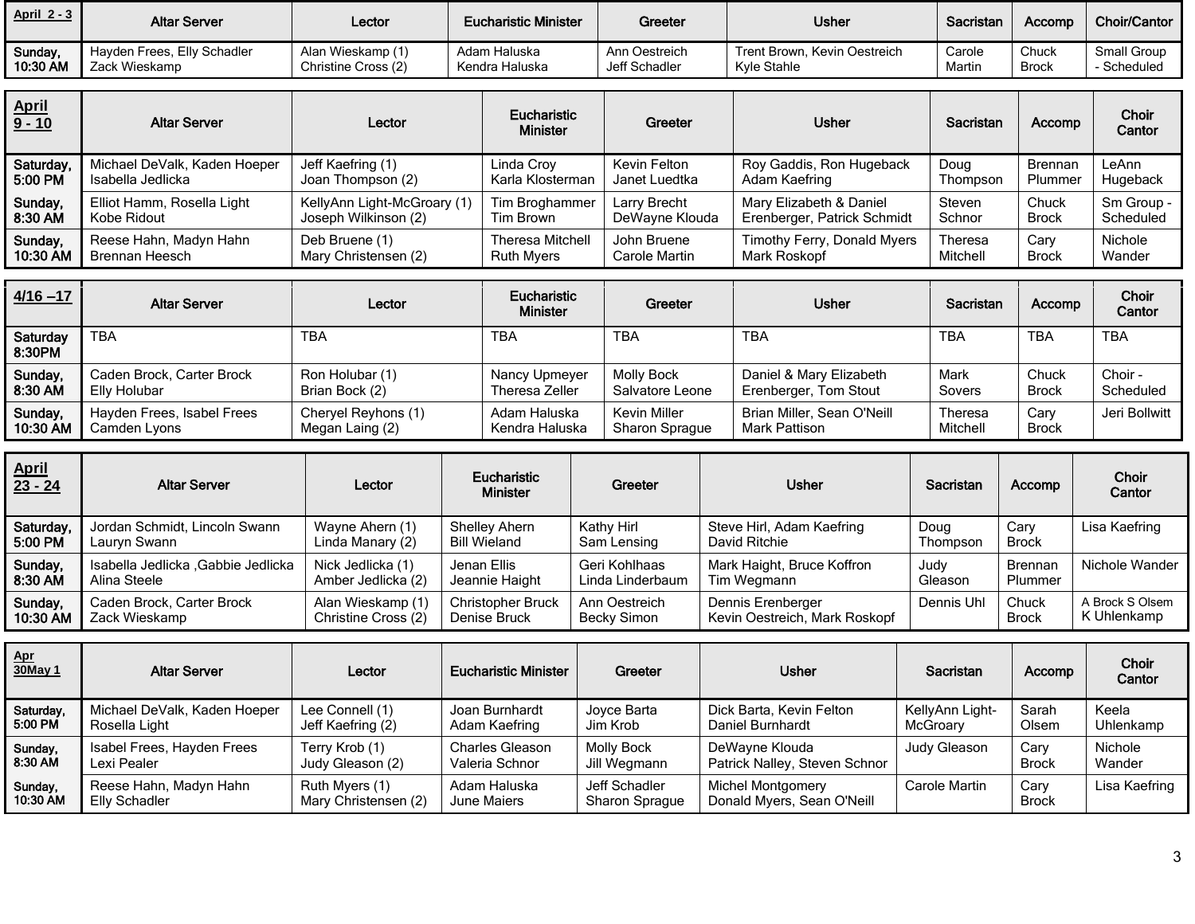| April 2 - 3 | Altar Server | Lector | Eucharistic Minister | Greeter | Usher | Sacristan | Accomp | Choir/Cantor |
|---|---|---|---|---|---|---|---|---|
| Sunday, 10:30 AM | Hayden Frees, Elly Schadler Zack Wieskamp | Alan Wieskamp (1) Christine Cross (2) | Adam Haluska Kendra Haluska | Ann Oestreich Jeff Schadler | Trent Brown, Kevin Oestreich Kyle Stahle | Carole Martin | Chuck Brock | Small Group - Scheduled |

| April 9 - 10 | Altar Server | Lector | Eucharistic Minister | Greeter | Usher | Sacristan | Accomp | Choir Cantor |
|---|---|---|---|---|---|---|---|---|
| Saturday, 5:00 PM | Michael DeValk, Kaden Hoeper Isabella Jedlicka | Jeff Kaefring (1) Joan Thompson (2) | Linda Croy Karla Klosterman | Kevin Felton Janet Luedtka | Roy Gaddis, Ron Hugeback Adam Kaefring | Doug Thompson | Brennan Plummer | LeAnn Hugeback |
| Sunday, 8:30 AM | Elliot Hamm, Rosella Light Kobe Ridout | KellyAnn Light-McGroary (1) Joseph Wilkinson (2) | Tim Broghammer Tim Brown | Larry Brecht DeWayne Klouda | Mary Elizabeth & Daniel Erenberger, Patrick Schmidt | Steven Schnor | Chuck Brock | Sm Group - Scheduled |
| Sunday, 10:30 AM | Reese Hahn, Madyn Hahn Brennan Heesch | Deb Bruene (1) Mary Christensen (2) | Theresa Mitchell Ruth Myers | John Bruene Carole Martin | Timothy Ferry, Donald Myers Mark Roskopf | Theresa Mitchell | Cary Brock | Nichole Wander |

| 4/16 –17 | Altar Server | Lector | Eucharistic Minister | Greeter | Usher | Sacristan | Accomp | Choir Cantor |
|---|---|---|---|---|---|---|---|---|
| Saturday 8:30PM | TBA | TBA | TBA | TBA | TBA | TBA | TBA | TBA |
| Sunday, 8:30 AM | Caden Brock, Carter Brock Elly Holubar | Ron Holubar (1) Brian Bock (2) | Nancy Upmeyer Theresa Zeller | Molly Bock Salvatore Leone | Daniel & Mary Elizabeth Erenberger, Tom Stout | Mark Sovers | Chuck Brock | Choir - Scheduled |
| Sunday, 10:30 AM | Hayden Frees, Isabel Frees Camden Lyons | Cheryel Reyhons (1) Megan Laing (2) | Adam Haluska Kendra Haluska | Kevin Miller Sharon Sprague | Brian Miller, Sean O'Neill Mark Pattison | Theresa Mitchell | Cary Brock | Jeri Bollwitt |

| April 23 - 24 | Altar Server | Lector | Eucharistic Minister | Greeter | Usher | Sacristan | Accomp | Choir Cantor |
|---|---|---|---|---|---|---|---|---|
| Saturday, 5:00 PM | Jordan Schmidt, Lincoln Swann Lauryn Swann | Wayne Ahern (1) Linda Manary (2) | Shelley Ahern Bill Wieland | Kathy Hirl Sam Lensing | Steve Hirl, Adam Kaefring David Ritchie | Doug Thompson | Cary Brock | Lisa Kaefring |
| Sunday, 8:30 AM | Isabella Jedlicka ,Gabbie Jedlicka Alina Steele | Nick Jedlicka (1) Amber Jedlicka (2) | Jenan Ellis Jeannie Haight | Geri Kohlhaas Linda Linderbaum | Mark Haight, Bruce Koffron Tim Wegmann | Judy Gleason | Brennan Plummer | Nichole Wander |
| Sunday, 10:30 AM | Caden Brock, Carter Brock Zack Wieskamp | Alan Wieskamp (1) Christine Cross (2) | Christopher Bruck Denise Bruck | Ann Oestreich Becky Simon | Dennis Erenberger Kevin Oestreich, Mark Roskopf | Dennis Uhl | Chuck Brock | A Brock S Olsem K Uhlenkamp |

| Apr 30May 1 | Altar Server | Lector | Eucharistic Minister | Greeter | Usher | Sacristan | Accomp | Choir Cantor |
|---|---|---|---|---|---|---|---|---|
| Saturday, 5:00 PM | Michael DeValk, Kaden Hoeper Rosella Light | Lee Connell (1) Jeff Kaefring (2) | Joan Burnhardt Adam Kaefring | Joyce Barta Jim Krob | Dick Barta, Kevin Felton Daniel Burnhardt | KellyAnn Light-McGroary | Sarah Olsem | Keela Uhlenkamp |
| Sunday, 8:30 AM | Isabel Frees, Hayden Frees Lexi Pealer | Terry Krob (1) Judy Gleason (2) | Charles Gleason Valeria Schnor | Molly Bock Jill Wegmann | DeWayne Klouda Patrick Nalley, Steven Schnor | Judy Gleason | Cary Brock | Nichole Wander |
| Sunday, 10:30 AM | Reese Hahn, Madyn Hahn Elly Schadler | Ruth Myers (1) Mary Christensen (2) | Adam Haluska June Maiers | Jeff Schadler Sharon Sprague | Michel Montgomery Donald Myers, Sean O'Neill | Carole Martin | Cary Brock | Lisa Kaefring |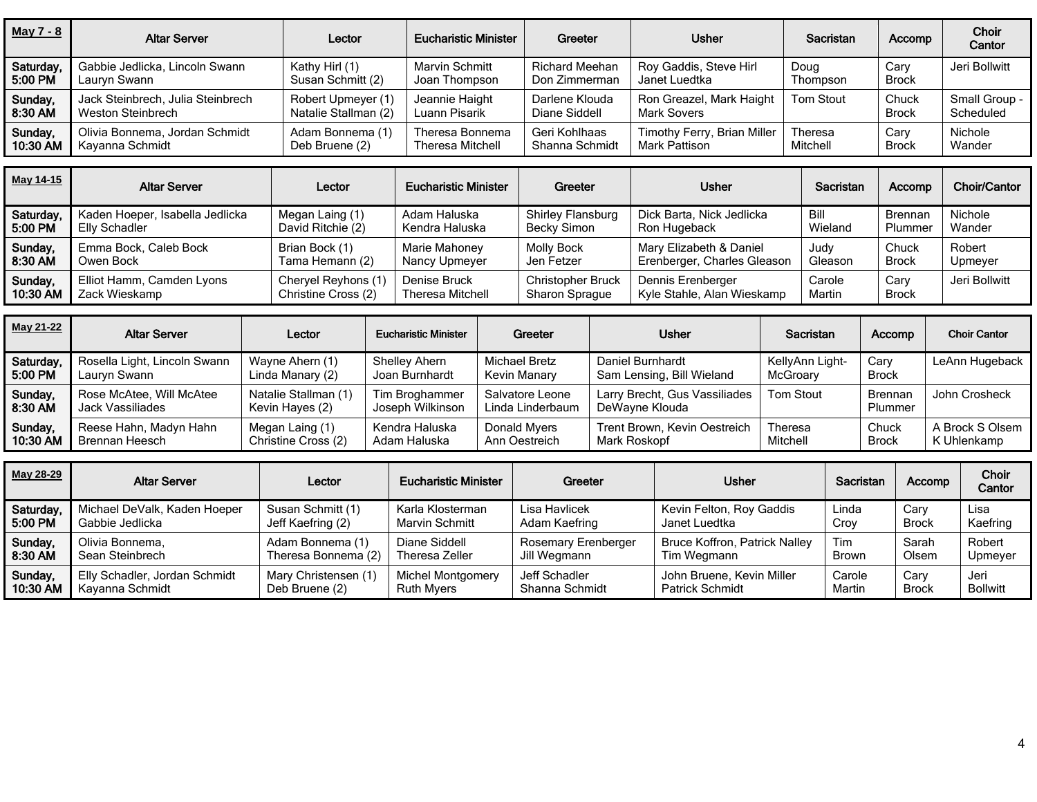| May 7 - 8 | Altar Server | Lector | Eucharistic Minister | Greeter | Usher | Sacristan | Accomp | Choir Cantor |
|---|---|---|---|---|---|---|---|---|
| Saturday, 5:00 PM | Gabbie Jedlicka, Lincoln Swann Lauryn Swann | Kathy Hirl (1) Susan Schmitt (2) | Marvin Schmitt Joan Thompson | Richard Meehan Don Zimmerman | Roy Gaddis, Steve Hirl Janet Luedtka | Doug Thompson | Cary Brock | Jeri Bollwitt |
| Sunday, 8:30 AM | Jack Steinbrech, Julia Steinbrech Weston Steinbrech | Robert Upmeyer (1) Natalie Stallman (2) | Jeannie Haight Luann Pisarik | Darlene Klouda Diane Siddell | Ron Greazel, Mark Haight Mark Sovers | Tom Stout | Chuck Brock | Small Group - Scheduled |
| Sunday, 10:30 AM | Olivia Bonnema, Jordan Schmidt Kayanna Schmidt | Adam Bonnema (1) Deb Bruene (2) | Theresa Bonnema Theresa Mitchell | Geri Kohlhaas Shanna Schmidt | Timothy Ferry, Brian Miller Mark Pattison | Theresa Mitchell | Cary Brock | Nichole Wander |

| May 14-15 | Altar Server | Lector | Eucharistic Minister | Greeter | Usher | Sacristan | Accomp | Choir/Cantor |
|---|---|---|---|---|---|---|---|---|
| Saturday, 5:00 PM | Kaden Hoeper, Isabella Jedlicka Elly Schadler | Megan Laing (1) David Ritchie (2) | Adam Haluska Kendra Haluska | Shirley Flansburg Becky Simon | Dick Barta, Nick Jedlicka Ron Hugeback | Bill Wieland | Brennan Plummer | Nichole Wander |
| Sunday, 8:30 AM | Emma Bock, Caleb Bock Owen Bock | Brian Bock (1) Tama Hemann (2) | Marie Mahoney Nancy Upmeyer | Molly Bock Jen Fetzer | Mary Elizabeth & Daniel Erenberger, Charles Gleason | Judy Gleason | Chuck Brock | Robert Upmeyer |
| Sunday, 10:30 AM | Elliot Hamm, Camden Lyons Zack Wieskamp | Cheryel Reyhons (1) Christine Cross (2) | Denise Bruck Theresa Mitchell | Christopher Bruck Sharon Sprague | Dennis Erenberger Kyle Stahle, Alan Wieskamp | Carole Martin | Cary Brock | Jeri Bollwitt |

| May 21-22 | Altar Server | Lector | Eucharistic Minister | Greeter | Usher | Sacristan | Accomp | Choir Cantor |
|---|---|---|---|---|---|---|---|---|
| Saturday, 5:00 PM | Rosella Light, Lincoln Swann Lauryn Swann | Wayne Ahern (1) Linda Manary (2) | Shelley Ahern Joan Burnhardt | Michael Bretz Kevin Manary | Daniel Burnhardt Sam Lensing, Bill Wieland | KellyAnn Light-McGroary | Cary Brock | LeAnn Hugeback |
| Sunday, 8:30 AM | Rose McAtee, Will McAtee Jack Vassiliades | Natalie Stallman (1) Kevin Hayes (2) | Tim Broghammer Joseph Wilkinson | Salvatore Leone Linda Linderbaum | Larry Brecht, Gus Vassiliades DeWayne Klouda | Tom Stout | Brennan Plummer | John Crosheck |
| Sunday, 10:30 AM | Reese Hahn, Madyn Hahn Brennan Heesch | Megan Laing (1) Christine Cross (2) | Kendra Haluska Adam Haluska | Donald Myers Ann Oestreich | Trent Brown, Kevin Oestreich Mark Roskopf | Theresa Mitchell | Chuck Brock | A Brock S Olsem K Uhlenkamp |

| May 28-29 | Altar Server | Lector | Eucharistic Minister | Greeter | Usher | Sacristan | Accomp | Choir Cantor |
|---|---|---|---|---|---|---|---|---|
| Saturday, 5:00 PM | Michael DeValk, Kaden Hoeper Gabbie Jedlicka | Susan Schmitt (1) Jeff Kaefring (2) | Karla Klosterman Marvin Schmitt | Lisa Havlicek Adam Kaefring | Kevin Felton, Roy Gaddis Janet Luedtka | Linda Croy | Cary Brock | Lisa Kaefring |
| Sunday, 8:30 AM | Olivia Bonnema, Sean Steinbrech | Adam Bonnema (1) Theresa Bonnema (2) | Diane Siddell Theresa Zeller | Rosemary Erenberger Jill Wegmann | Bruce Koffron, Patrick Nalley Tim Wegmann | Tim Brown | Sarah Olsem | Robert Upmeyer |
| Sunday, 10:30 AM | Elly Schadler, Jordan Schmidt Kayanna Schmidt | Mary Christensen (1) Deb Bruene (2) | Michel Montgomery Ruth Myers | Jeff Schadler Shanna Schmidt | John Bruene, Kevin Miller Patrick Schmidt | Carole Martin | Cary Brock | Jeri Bollwitt |